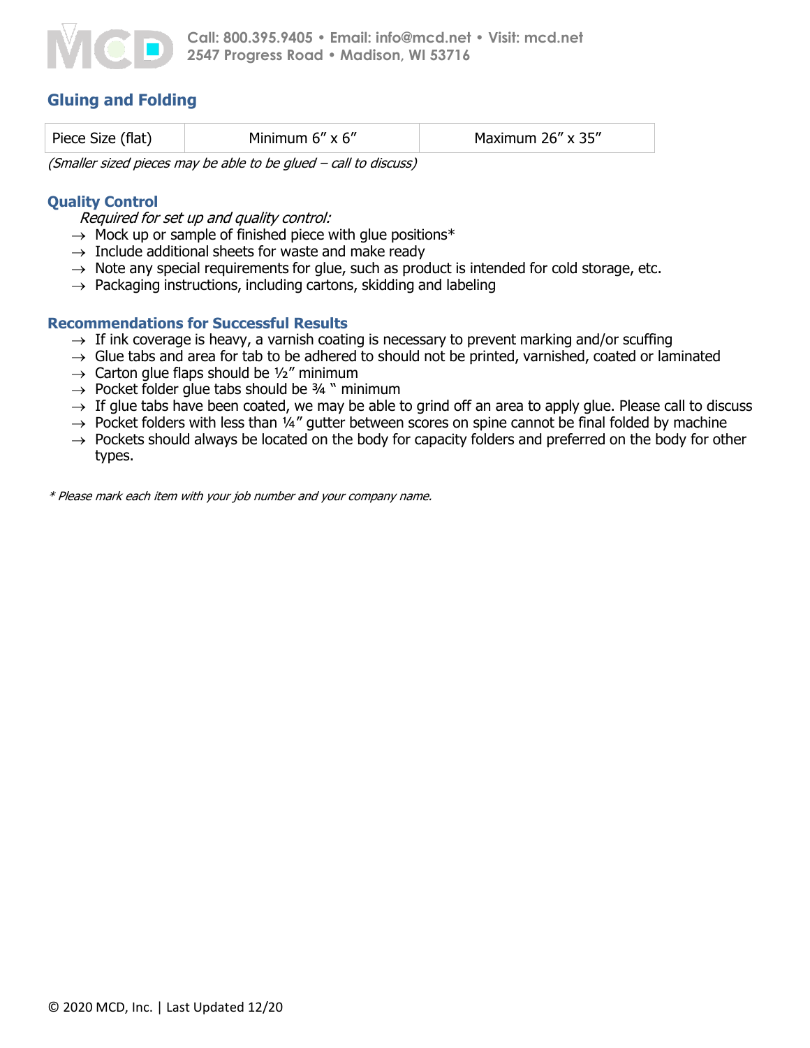Call: 800.395.9405 • Email: info@mcd.net • Visit: mcd.net
2547 Progress Road • Madison, WI 53716

## Gluing and Folding

| Piece Size (flat) | Minimum 6” x 6” | Maximum 26” x 35” |
|---|---|---|

*(Smaller sized pieces may be able to be glued – call to discuss)*

### Quality Control

*Required for set up and quality control:*

- → Mock up or sample of finished piece with glue positions*
- → Include additional sheets for waste and make ready
- → Note any special requirements for glue, such as product is intended for cold storage, etc.
- → Packaging instructions, including cartons, skidding and labeling

### Recommendations for Successful Results

- → If ink coverage is heavy, a varnish coating is necessary to prevent marking and/or scuffing
- → Glue tabs and area for tab to be adhered to should not be printed, varnished, coated or laminated
- → Carton glue flaps should be ½” minimum
- → Pocket folder glue tabs should be ¾ “ minimum
- → If glue tabs have been coated, we may be able to grind off an area to apply glue. Please call to discuss
- → Pocket folders with less than ¼” gutter between scores on spine cannot be final folded by machine
- → Pockets should always be located on the body for capacity folders and preferred on the body for other types.

*\* Please mark each item with your job number and your company name.*

© 2020 MCD, Inc. | Last Updated 12/20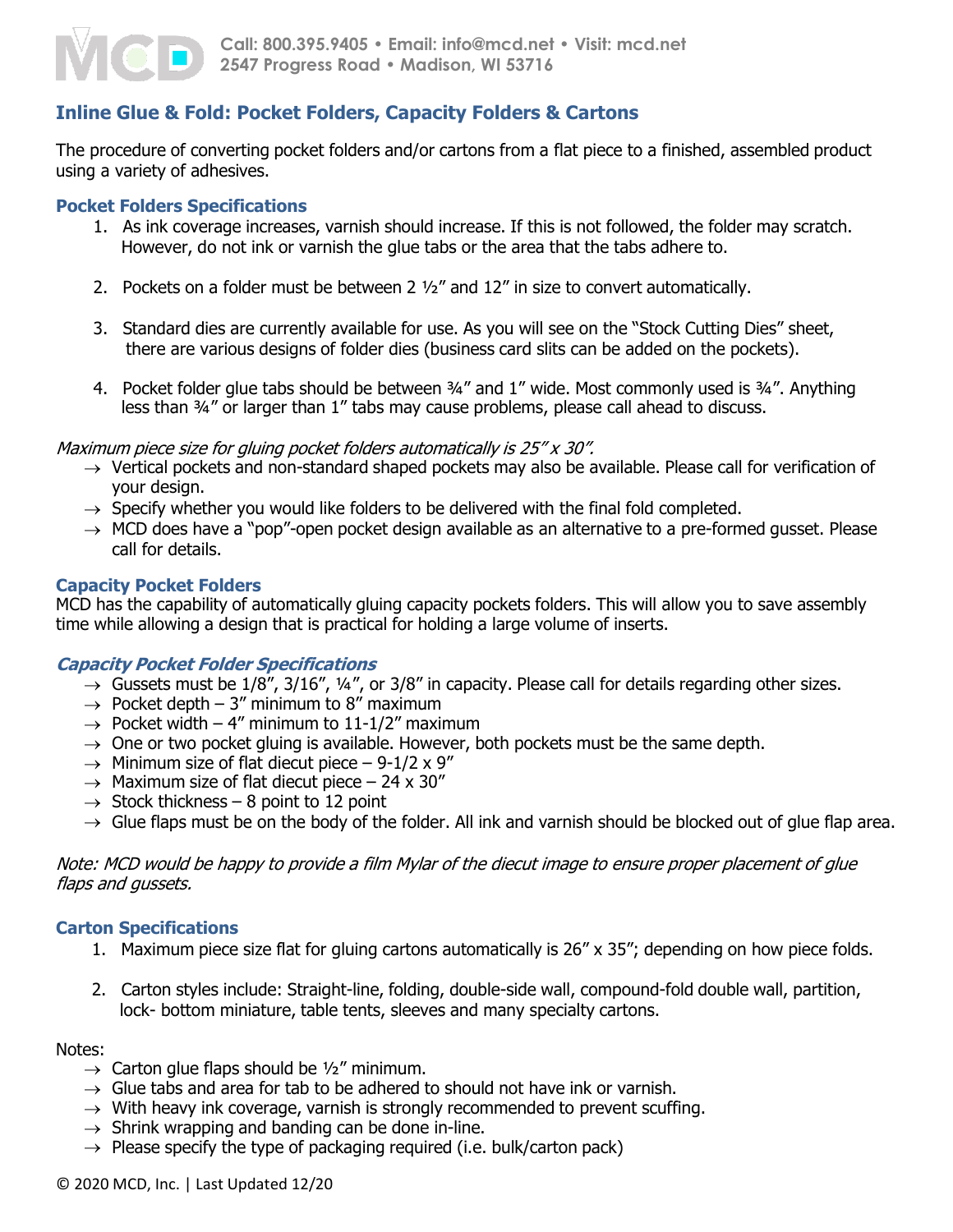Call: 800.395.9405 • Email: info@mcd.net • Visit: mcd.net
2547 Progress Road • Madison, WI 53716

## Inline Glue & Fold: Pocket Folders, Capacity Folders & Cartons

The procedure of converting pocket folders and/or cartons from a flat piece to a finished, assembled product using a variety of adhesives.

### Pocket Folders Specifications

1. As ink coverage increases, varnish should increase. If this is not followed, the folder may scratch. However, do not ink or varnish the glue tabs or the area that the tabs adhere to.
2. Pockets on a folder must be between 2 ½" and 12" in size to convert automatically.
3. Standard dies are currently available for use. As you will see on the "Stock Cutting Dies" sheet, there are various designs of folder dies (business card slits can be added on the pockets).
4. Pocket folder glue tabs should be between ¾" and 1" wide. Most commonly used is ¾". Anything less than ¾" or larger than 1" tabs may cause problems, please call ahead to discuss.

*Maximum piece size for gluing pocket folders automatically is 25" x 30".*

- → Vertical pockets and non-standard shaped pockets may also be available. Please call for verification of your design.
- → Specify whether you would like folders to be delivered with the final fold completed.
- → MCD does have a "pop"-open pocket design available as an alternative to a pre-formed gusset. Please call for details.

### Capacity Pocket Folders

MCD has the capability of automatically gluing capacity pockets folders. This will allow you to save assembly time while allowing a design that is practical for holding a large volume of inserts.

### *Capacity Pocket Folder Specifications*

- → Gussets must be 1/8", 3/16", ¼", or 3/8" in capacity. Please call for details regarding other sizes.
- → Pocket depth – 3" minimum to 8" maximum
- → Pocket width – 4" minimum to 11-1/2" maximum
- → One or two pocket gluing is available. However, both pockets must be the same depth.
- → Minimum size of flat diecut piece – 9-1/2 x 9"
- → Maximum size of flat diecut piece – 24 x 30"
- → Stock thickness – 8 point to 12 point
- → Glue flaps must be on the body of the folder. All ink and varnish should be blocked out of glue flap area.

*Note: MCD would be happy to provide a film Mylar of the diecut image to ensure proper placement of glue flaps and gussets.*

### Carton Specifications

1. Maximum piece size flat for gluing cartons automatically is 26" x 35"; depending on how piece folds.
2. Carton styles include: Straight-line, folding, double-side wall, compound-fold double wall, partition, lock- bottom miniature, table tents, sleeves and many specialty cartons.

Notes:

- → Carton glue flaps should be ½" minimum.
- → Glue tabs and area for tab to be adhered to should not have ink or varnish.
- → With heavy ink coverage, varnish is strongly recommended to prevent scuffing.
- → Shrink wrapping and banding can be done in-line.
- → Please specify the type of packaging required (i.e. bulk/carton pack)

© 2020 MCD, Inc. | Last Updated 12/20